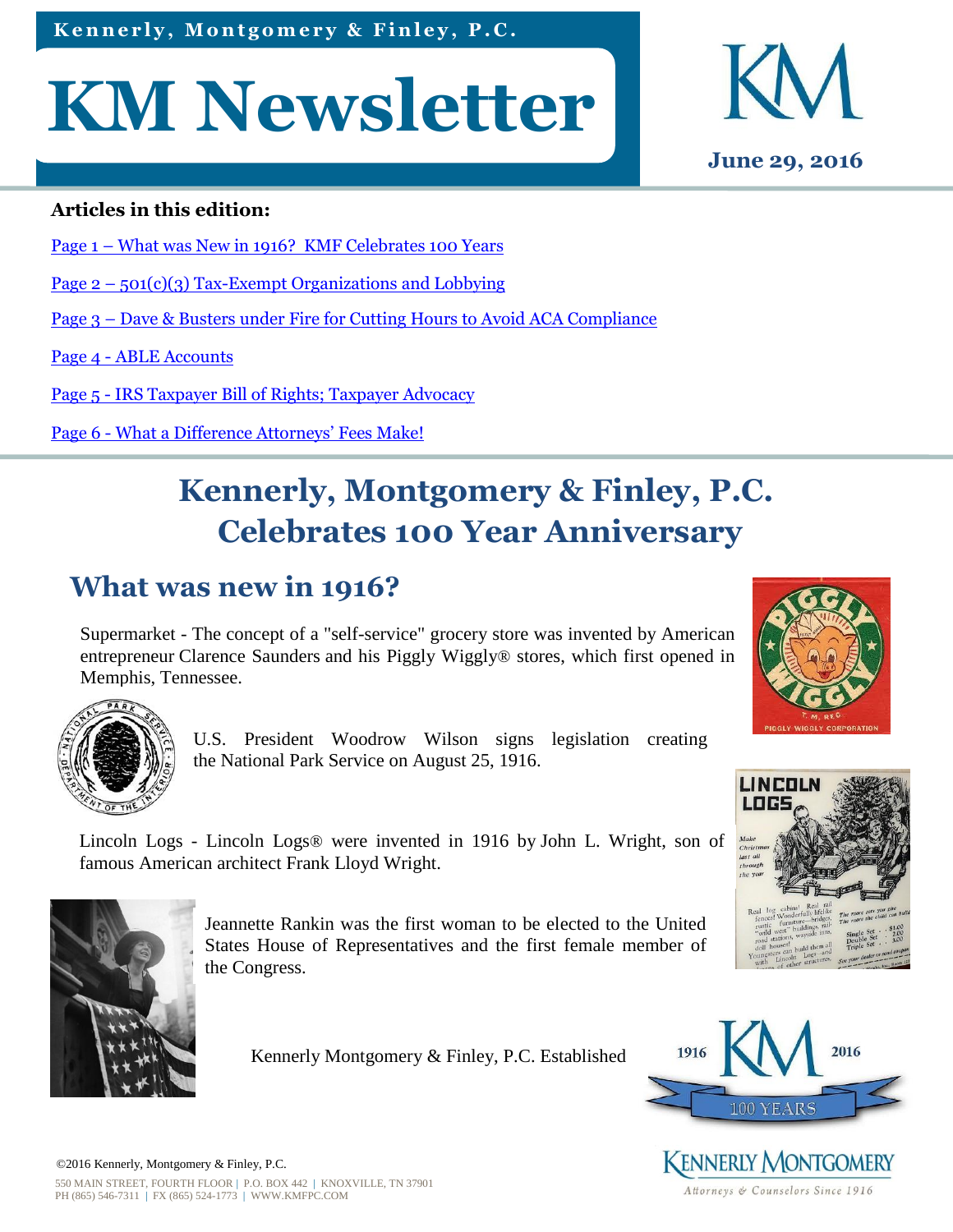Kennerly, Montgomery & Finley, P.C.

# KM Newsletter

June 29, 2016

**Articles in this edition:**

Page 1 – What was New in 1916? KMF Celebrates 100 Years

Page 2 – 501(c)(3) Tax-Exempt Organizations and Lobbying

Page 3 – Dave & Busters under Fire for Cutting Hours to Avoid ACA Compliance

Page 4 - ABLE Accounts

Page 5 - IRS Taxpayer Bill of Rights; Taxpayer Advocacy

Page 6 - What a Difference Attorneys' Fees Make!

# Kennerly, Montgomery & Finley, P.C. Celebrates 100 Year Anniversary

## What was new in 1916?

Supermarket - The concept of a "self-service" grocery store was invented by American entrepreneur Clarence Saunders and his Piggly Wiggly® stores, which first opened in Memphis, Tennessee.

U.S. President Woodrow Wilson signs legislation creating the National Park Service on August 25, 1916.

Lincoln Logs - Lincoln Logs® were invented in 1916 by John L. Wright, son of famous American architect Frank Lloyd Wright.

Jeannette Rankin was the first woman to be elected to the United States House of Representatives and the first female member of the Congress.

Kennerly Montgomery & Finley, P.C. Established

©2016 Kennerly, Montgomery & Finley, P.C.

550 MAIN STREET, FOURTH FLOOR | P.O. BOX 442 | KNOXVILLE, TN 37901
PH (865) 546-7311 | FX (865) 524-1773 | WWW.KMFPC.COM

KENNERLY MONTGOMERY

Attorneys & Counselors Since 1916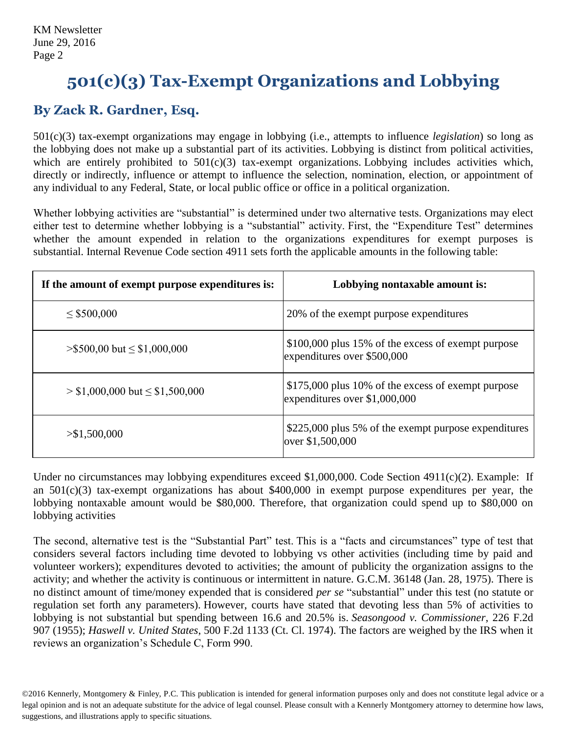# 501(c)(3) Tax-Exempt Organizations and Lobbying

## By Zack R. Gardner, Esq.

501(c)(3) tax-exempt organizations may engage in lobbying (i.e., attempts to influence *legislation*) so long as the lobbying does not make up a substantial part of its activities. Lobbying is distinct from political activities, which are entirely prohibited to 501(c)(3) tax-exempt organizations. Lobbying includes activities which, directly or indirectly, influence or attempt to influence the selection, nomination, election, or appointment of any individual to any Federal, State, or local public office or office in a political organization.

Whether lobbying activities are "substantial" is determined under two alternative tests. Organizations may elect either test to determine whether lobbying is a "substantial" activity. First, the "Expenditure Test" determines whether the amount expended in relation to the organizations expenditures for exempt purposes is substantial. Internal Revenue Code section 4911 sets forth the applicable amounts in the following table:

| If the amount of exempt purpose expenditures is: | Lobbying nontaxable amount is: |
| --- | --- |
| ≤ \$500,000 | 20% of the exempt purpose expenditures |
| >\$500,00 but ≤ \$1,000,000 | \$100,000 plus 15% of the excess of exempt purpose expenditures over \$500,000 |
| > \$1,000,000 but ≤ \$1,500,000 | \$175,000 plus 10% of the excess of exempt purpose expenditures over \$1,000,000 |
| >\$1,500,000 | \$225,000 plus 5% of the exempt purpose expenditures over \$1,500,000 |

Under no circumstances may lobbying expenditures exceed \$1,000,000. Code Section 4911(c)(2). Example: If an 501(c)(3) tax-exempt organizations has about \$400,000 in exempt purpose expenditures per year, the lobbying nontaxable amount would be \$80,000. Therefore, that organization could spend up to \$80,000 on lobbying activities

The second, alternative test is the "Substantial Part" test. This is a "facts and circumstances" type of test that considers several factors including time devoted to lobbying vs other activities (including time by paid and volunteer workers); expenditures devoted to activities; the amount of publicity the organization assigns to the activity; and whether the activity is continuous or intermittent in nature. G.C.M. 36148 (Jan. 28, 1975). There is no distinct amount of time/money expended that is considered *per se* "substantial" under this test (no statute or regulation set forth any parameters). However, courts have stated that devoting less than 5% of activities to lobbying is not substantial but spending between 16.6 and 20.5% is. *Seasongood v. Commissioner*, 226 F.2d 907 (1955); *Haswell v. United States*, 500 F.2d 1133 (Ct. Cl. 1974). The factors are weighed by the IRS when it reviews an organization's Schedule C, Form 990.

©2016 Kennerly, Montgomery & Finley, P.C. This publication is intended for general information purposes only and does not constitute legal advice or a legal opinion and is not an adequate substitute for the advice of legal counsel. Please consult with a Kennerly Montgomery attorney to determine how laws, suggestions, and illustrations apply to specific situations.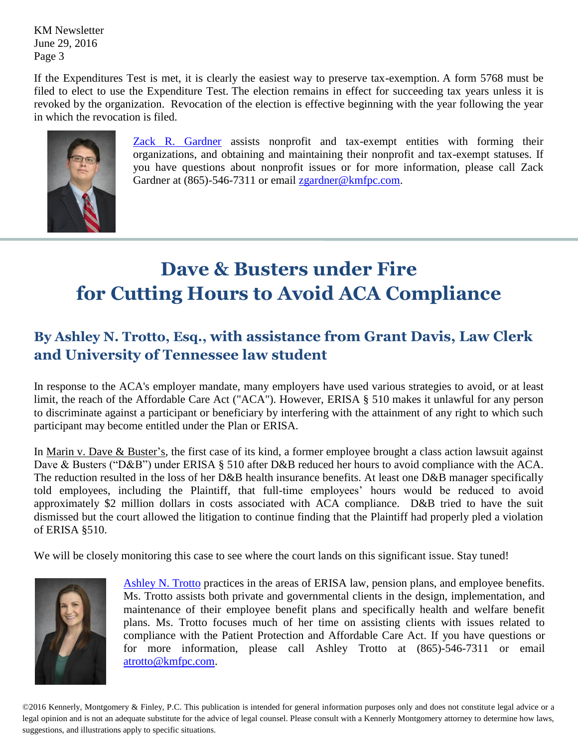If the Expenditures Test is met, it is clearly the easiest way to preserve tax-exemption. A form 5768 must be filed to elect to use the Expenditure Test. The election remains in effect for succeeding tax years unless it is revoked by the organization. Revocation of the election is effective beginning with the year following the year in which the revocation is filed.

[Zack R. Gardner](#) assists nonprofit and tax-exempt entities with forming their organizations, and obtaining and maintaining their nonprofit and tax-exempt statuses. If you have questions about nonprofit issues or for more information, please call Zack Gardner at (865)-546-7311 or email [zgardner@kmfpc.com](mailto:zgardner@kmfpc.com).

# Dave & Busters under Fire for Cutting Hours to Avoid ACA Compliance

## By Ashley N. Trotto, Esq., with assistance from Grant Davis, Law Clerk and University of Tennessee law student

In response to the ACA's employer mandate, many employers have used various strategies to avoid, or at least limit, the reach of the Affordable Care Act ("ACA"). However, ERISA § 510 makes it unlawful for any person to discriminate against a participant or beneficiary by interfering with the attainment of any right to which such participant may become entitled under the Plan or ERISA.

In Marin v. Dave & Buster's, the first case of its kind, a former employee brought a class action lawsuit against Dave & Busters ("D&B") under ERISA § 510 after D&B reduced her hours to avoid compliance with the ACA. The reduction resulted in the loss of her D&B health insurance benefits. At least one D&B manager specifically told employees, including the Plaintiff, that full-time employees' hours would be reduced to avoid approximately $2 million dollars in costs associated with ACA compliance. D&B tried to have the suit dismissed but the court allowed the litigation to continue finding that the Plaintiff had properly pled a violation of ERISA §510.

We will be closely monitoring this case to see where the court lands on this significant issue. Stay tuned!

[Ashley N. Trotto](#) practices in the areas of ERISA law, pension plans, and employee benefits. Ms. Trotto assists both private and governmental clients in the design, implementation, and maintenance of their employee benefit plans and specifically health and welfare benefit plans. Ms. Trotto focuses much of her time on assisting clients with issues related to compliance with the Patient Protection and Affordable Care Act. If you have questions or for more information, please call Ashley Trotto at (865)-546-7311 or email [atrotto@kmfpc.com](mailto:atrotto@kmfpc.com).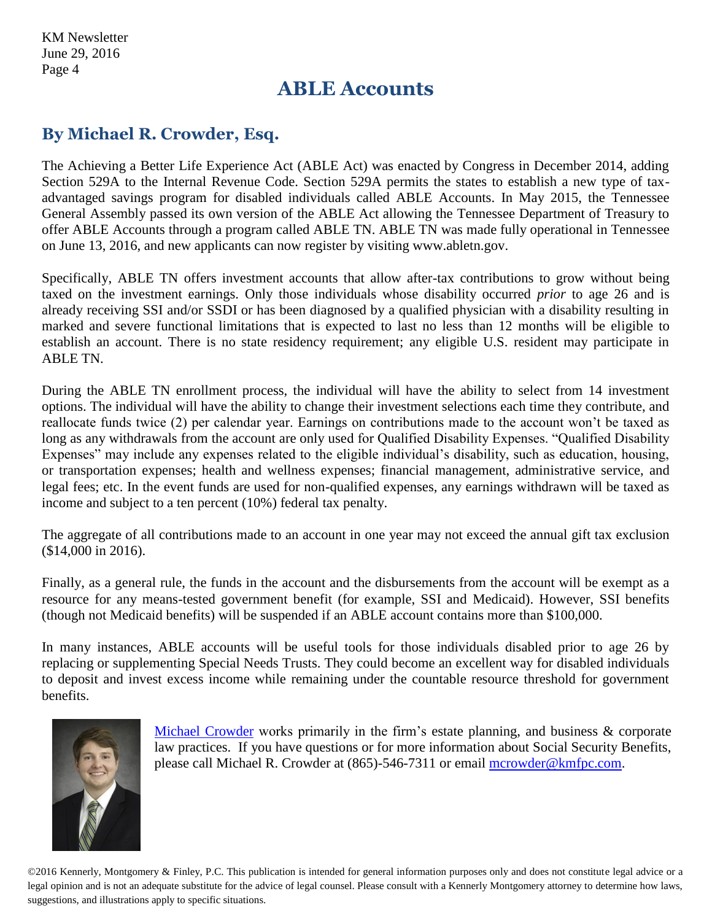# ABLE Accounts

## By Michael R. Crowder, Esq.

The Achieving a Better Life Experience Act (ABLE Act) was enacted by Congress in December 2014, adding Section 529A to the Internal Revenue Code. Section 529A permits the states to establish a new type of tax-advantaged savings program for disabled individuals called ABLE Accounts. In May 2015, the Tennessee General Assembly passed its own version of the ABLE Act allowing the Tennessee Department of Treasury to offer ABLE Accounts through a program called ABLE TN. ABLE TN was made fully operational in Tennessee on June 13, 2016, and new applicants can now register by visiting www.abletn.gov.

Specifically, ABLE TN offers investment accounts that allow after-tax contributions to grow without being taxed on the investment earnings. Only those individuals whose disability occurred *prior* to age 26 and is already receiving SSI and/or SSDI or has been diagnosed by a qualified physician with a disability resulting in marked and severe functional limitations that is expected to last no less than 12 months will be eligible to establish an account. There is no state residency requirement; any eligible U.S. resident may participate in ABLE TN.

During the ABLE TN enrollment process, the individual will have the ability to select from 14 investment options. The individual will have the ability to change their investment selections each time they contribute, and reallocate funds twice (2) per calendar year. Earnings on contributions made to the account won't be taxed as long as any withdrawals from the account are only used for Qualified Disability Expenses. "Qualified Disability Expenses" may include any expenses related to the eligible individual's disability, such as education, housing, or transportation expenses; health and wellness expenses; financial management, administrative service, and legal fees; etc. In the event funds are used for non-qualified expenses, any earnings withdrawn will be taxed as income and subject to a ten percent (10%) federal tax penalty.

The aggregate of all contributions made to an account in one year may not exceed the annual gift tax exclusion ($14,000 in 2016).

Finally, as a general rule, the funds in the account and the disbursements from the account will be exempt as a resource for any means-tested government benefit (for example, SSI and Medicaid). However, SSI benefits (though not Medicaid benefits) will be suspended if an ABLE account contains more than $100,000.

In many instances, ABLE accounts will be useful tools for those individuals disabled prior to age 26 by replacing or supplementing Special Needs Trusts. They could become an excellent way for disabled individuals to deposit and invest excess income while remaining under the countable resource threshold for government benefits.

Michael Crowder works primarily in the firm's estate planning, and business & corporate law practices. If you have questions or for more information about Social Security Benefits, please call Michael R. Crowder at (865)-546-7311 or email mcrowder@kmfpc.com.

©2016 Kennerly, Montgomery & Finley, P.C. This publication is intended for general information purposes only and does not constitute legal advice or a legal opinion and is not an adequate substitute for the advice of legal counsel. Please consult with a Kennerly Montgomery attorney to determine how laws, suggestions, and illustrations apply to specific situations.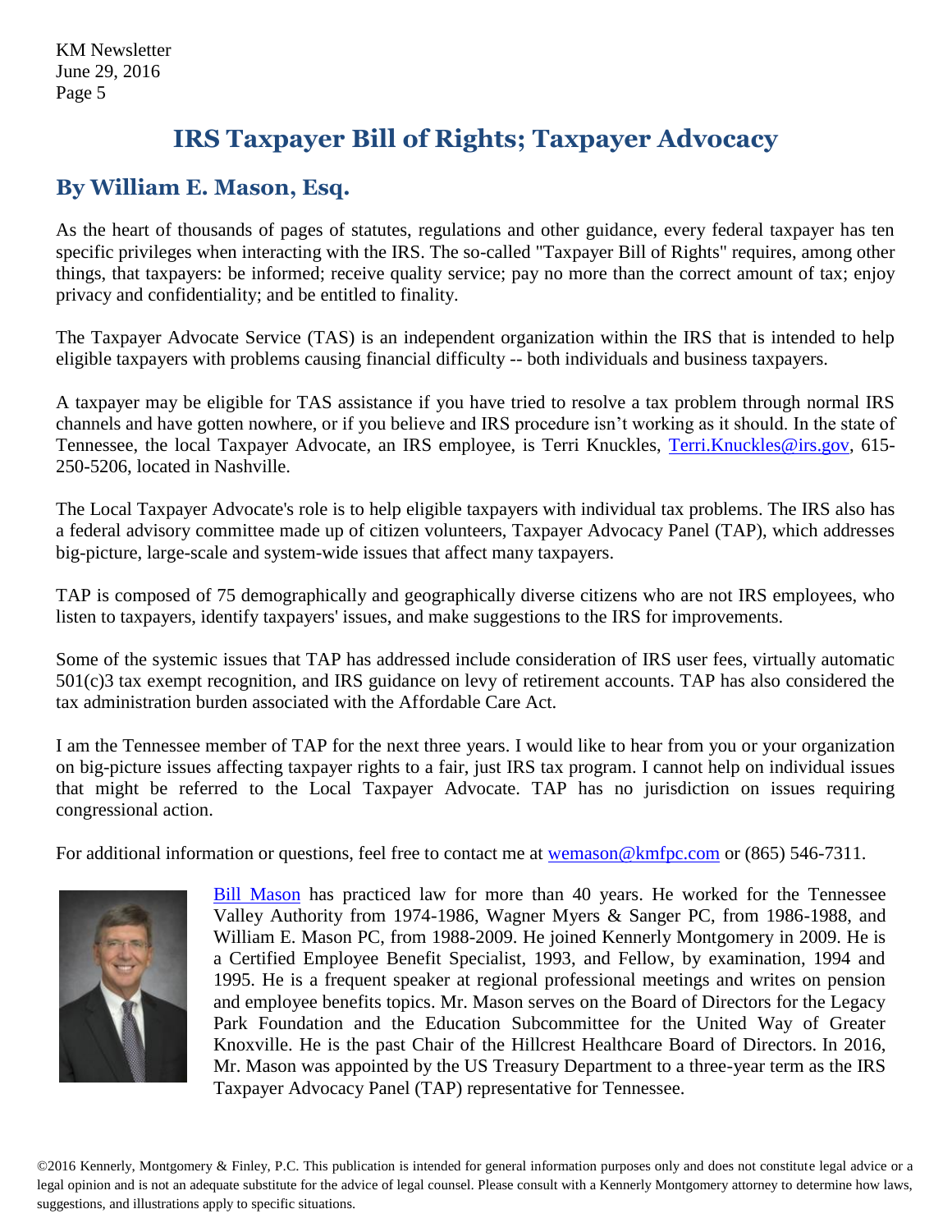# IRS Taxpayer Bill of Rights; Taxpayer Advocacy

## By William E. Mason, Esq.

As the heart of thousands of pages of statutes, regulations and other guidance, every federal taxpayer has ten specific privileges when interacting with the IRS. The so-called "Taxpayer Bill of Rights" requires, among other things, that taxpayers: be informed; receive quality service; pay no more than the correct amount of tax; enjoy privacy and confidentiality; and be entitled to finality.

The Taxpayer Advocate Service (TAS) is an independent organization within the IRS that is intended to help eligible taxpayers with problems causing financial difficulty -- both individuals and business taxpayers.

A taxpayer may be eligible for TAS assistance if you have tried to resolve a tax problem through normal IRS channels and have gotten nowhere, or if you believe and IRS procedure isn't working as it should. In the state of Tennessee, the local Taxpayer Advocate, an IRS employee, is Terri Knuckles, Terri.Knuckles@irs.gov, 615-250-5206, located in Nashville.

The Local Taxpayer Advocate's role is to help eligible taxpayers with individual tax problems. The IRS also has a federal advisory committee made up of citizen volunteers, Taxpayer Advocacy Panel (TAP), which addresses big-picture, large-scale and system-wide issues that affect many taxpayers.

TAP is composed of 75 demographically and geographically diverse citizens who are not IRS employees, who listen to taxpayers, identify taxpayers' issues, and make suggestions to the IRS for improvements.

Some of the systemic issues that TAP has addressed include consideration of IRS user fees, virtually automatic 501(c)3 tax exempt recognition, and IRS guidance on levy of retirement accounts. TAP has also considered the tax administration burden associated with the Affordable Care Act.

I am the Tennessee member of TAP for the next three years. I would like to hear from you or your organization on big-picture issues affecting taxpayer rights to a fair, just IRS tax program. I cannot help on individual issues that might be referred to the Local Taxpayer Advocate. TAP has no jurisdiction on issues requiring congressional action.

For additional information or questions, feel free to contact me at wemason@kmfpc.com or (865) 546-7311.

Bill Mason has practiced law for more than 40 years. He worked for the Tennessee Valley Authority from 1974-1986, Wagner Myers & Sanger PC, from 1986-1988, and William E. Mason PC, from 1988-2009. He joined Kennerly Montgomery in 2009. He is a Certified Employee Benefit Specialist, 1993, and Fellow, by examination, 1994 and 1995. He is a frequent speaker at regional professional meetings and writes on pension and employee benefits topics. Mr. Mason serves on the Board of Directors for the Legacy Park Foundation and the Education Subcommittee for the United Way of Greater Knoxville. He is the past Chair of the Hillcrest Healthcare Board of Directors. In 2016, Mr. Mason was appointed by the US Treasury Department to a three-year term as the IRS Taxpayer Advocacy Panel (TAP) representative for Tennessee.

©2016 Kennerly, Montgomery & Finley, P.C. This publication is intended for general information purposes only and does not constitute legal advice or a legal opinion and is not an adequate substitute for the advice of legal counsel. Please consult with a Kennerly Montgomery attorney to determine how laws, suggestions, and illustrations apply to specific situations.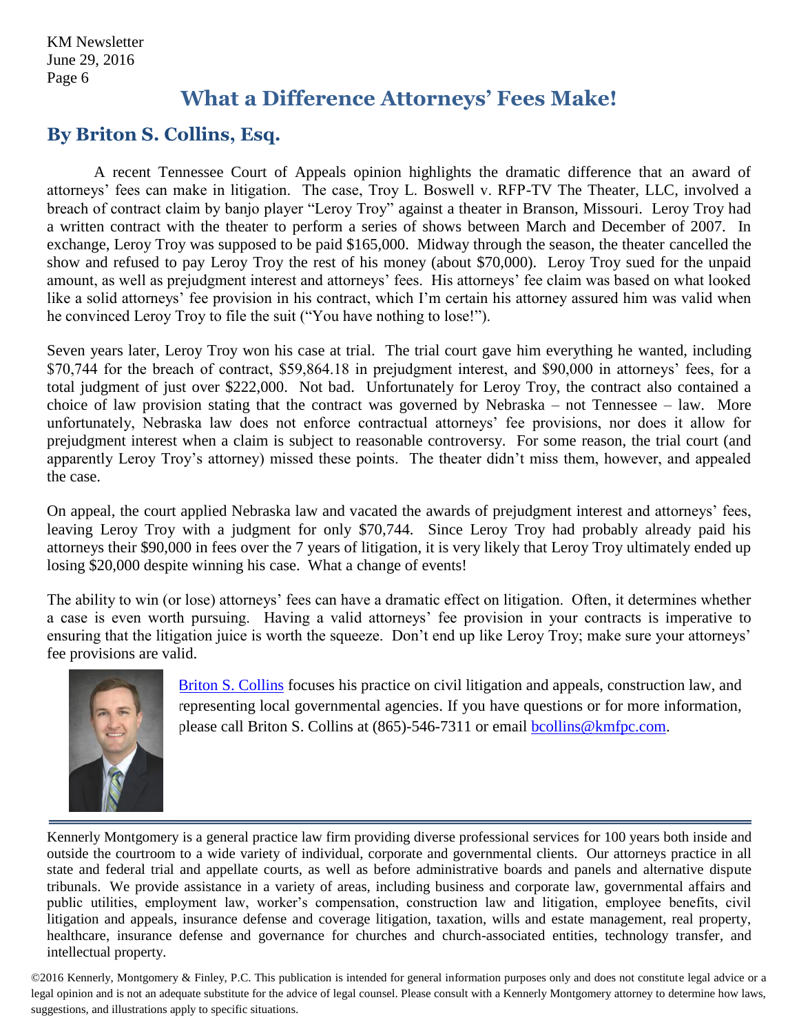# What a Difference Attorneys' Fees Make!

## By Briton S. Collins, Esq.

A recent Tennessee Court of Appeals opinion highlights the dramatic difference that an award of attorneys' fees can make in litigation. The case, Troy L. Boswell v. RFP-TV The Theater, LLC, involved a breach of contract claim by banjo player "Leroy Troy" against a theater in Branson, Missouri. Leroy Troy had a written contract with the theater to perform a series of shows between March and December of 2007. In exchange, Leroy Troy was supposed to be paid $165,000. Midway through the season, the theater cancelled the show and refused to pay Leroy Troy the rest of his money (about $70,000). Leroy Troy sued for the unpaid amount, as well as prejudgment interest and attorneys' fees. His attorneys' fee claim was based on what looked like a solid attorneys' fee provision in his contract, which I'm certain his attorney assured him was valid when he convinced Leroy Troy to file the suit ("You have nothing to lose!").

Seven years later, Leroy Troy won his case at trial. The trial court gave him everything he wanted, including $70,744 for the breach of contract, $59,864.18 in prejudgment interest, and $90,000 in attorneys' fees, for a total judgment of just over $222,000. Not bad. Unfortunately for Leroy Troy, the contract also contained a choice of law provision stating that the contract was governed by Nebraska – not Tennessee – law. More unfortunately, Nebraska law does not enforce contractual attorneys' fee provisions, nor does it allow for prejudgment interest when a claim is subject to reasonable controversy. For some reason, the trial court (and apparently Leroy Troy's attorney) missed these points. The theater didn't miss them, however, and appealed the case.

On appeal, the court applied Nebraska law and vacated the awards of prejudgment interest and attorneys' fees, leaving Leroy Troy with a judgment for only $70,744. Since Leroy Troy had probably already paid his attorneys their $90,000 in fees over the 7 years of litigation, it is very likely that Leroy Troy ultimately ended up losing $20,000 despite winning his case. What a change of events!

The ability to win (or lose) attorneys' fees can have a dramatic effect on litigation. Often, it determines whether a case is even worth pursuing. Having a valid attorneys' fee provision in your contracts is imperative to ensuring that the litigation juice is worth the squeeze. Don't end up like Leroy Troy; make sure your attorneys' fee provisions are valid.

Briton S. Collins focuses his practice on civil litigation and appeals, construction law, and representing local governmental agencies. If you have questions or for more information, please call Briton S. Collins at (865)-546-7311 or email bcollins@kmfpc.com.

---

Kennerly Montgomery is a general practice law firm providing diverse professional services for 100 years both inside and outside the courtroom to a wide variety of individual, corporate and governmental clients. Our attorneys practice in all state and federal trial and appellate courts, as well as before administrative boards and panels and alternative dispute tribunals. We provide assistance in a variety of areas, including business and corporate law, governmental affairs and public utilities, employment law, worker's compensation, construction law and litigation, employee benefits, civil litigation and appeals, insurance defense and coverage litigation, taxation, wills and estate management, real property, healthcare, insurance defense and governance for churches and church-associated entities, technology transfer, and intellectual property.

©2016 Kennerly, Montgomery & Finley, P.C. This publication is intended for general information purposes only and does not constitute legal advice or a legal opinion and is not an adequate substitute for the advice of legal counsel. Please consult with a Kennerly Montgomery attorney to determine how laws, suggestions, and illustrations apply to specific situations.